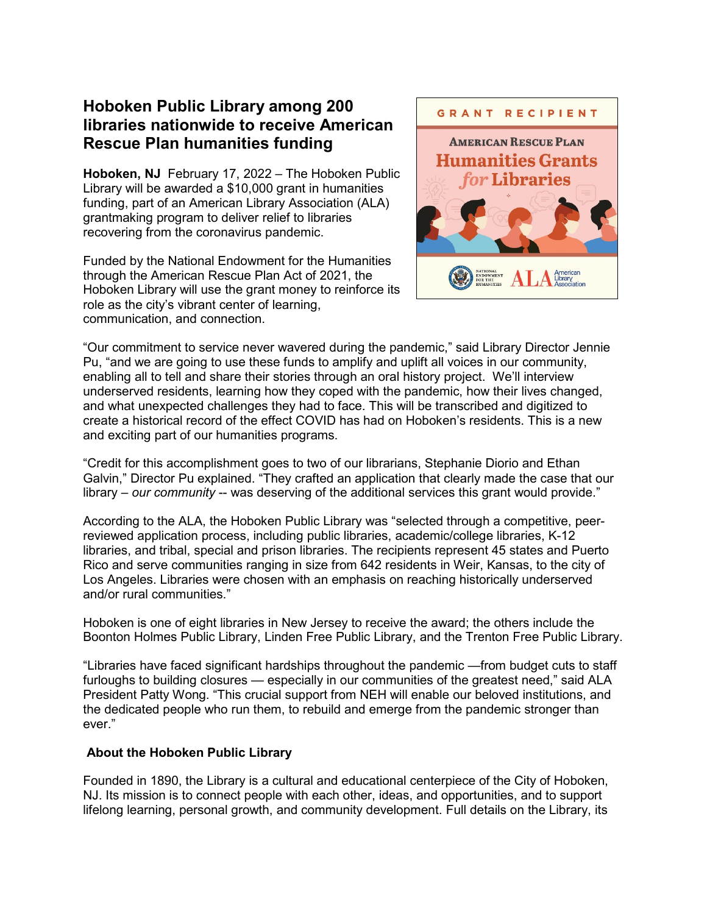# Hoboken Public Library among 200 libraries nationwide to receive American Rescue Plan humanities funding

**Hoboken, NJ** February 17, 2022 – The Hoboken Public Library will be awarded a $10,000 grant in humanities funding, part of an American Library Association (ALA) grantmaking program to deliver relief to libraries recovering from the coronavirus pandemic.

Funded by the National Endowment for the Humanities through the American Rescue Plan Act of 2021, the Hoboken Library will use the grant money to reinforce its role as the city's vibrant center of learning, communication, and connection.

"Our commitment to service never wavered during the pandemic," said Library Director Jennie Pu, "and we are going to use these funds to amplify and uplift all voices in our community, enabling all to tell and share their stories through an oral history project. We'll interview underserved residents, learning how they coped with the pandemic, how their lives changed, and what unexpected challenges they had to face. This will be transcribed and digitized to create a historical record of the effect COVID has had on Hoboken's residents. This is a new and exciting part of our humanities programs.

"Credit for this accomplishment goes to two of our librarians, Stephanie Diorio and Ethan Galvin," Director Pu explained. "They crafted an application that clearly made the case that our library – *our community* -- was deserving of the additional services this grant would provide."

According to the ALA, the Hoboken Public Library was "selected through a competitive, peer-reviewed application process, including public libraries, academic/college libraries, K-12 libraries, and tribal, special and prison libraries. The recipients represent 45 states and Puerto Rico and serve communities ranging in size from 642 residents in Weir, Kansas, to the city of Los Angeles. Libraries were chosen with an emphasis on reaching historically underserved and/or rural communities."

Hoboken is one of eight libraries in New Jersey to receive the award; the others include the Boonton Holmes Public Library, Linden Free Public Library, and the Trenton Free Public Library.

"Libraries have faced significant hardships throughout the pandemic —from budget cuts to staff furloughs to building closures — especially in our communities of the greatest need," said ALA President Patty Wong. "This crucial support from NEH will enable our beloved institutions, and the dedicated people who run them, to rebuild and emerge from the pandemic stronger than ever."

## About the Hoboken Public Library

Founded in 1890, the Library is a cultural and educational centerpiece of the City of Hoboken, NJ. Its mission is to connect people with each other, ideas, and opportunities, and to support lifelong learning, personal growth, and community development. Full details on the Library, its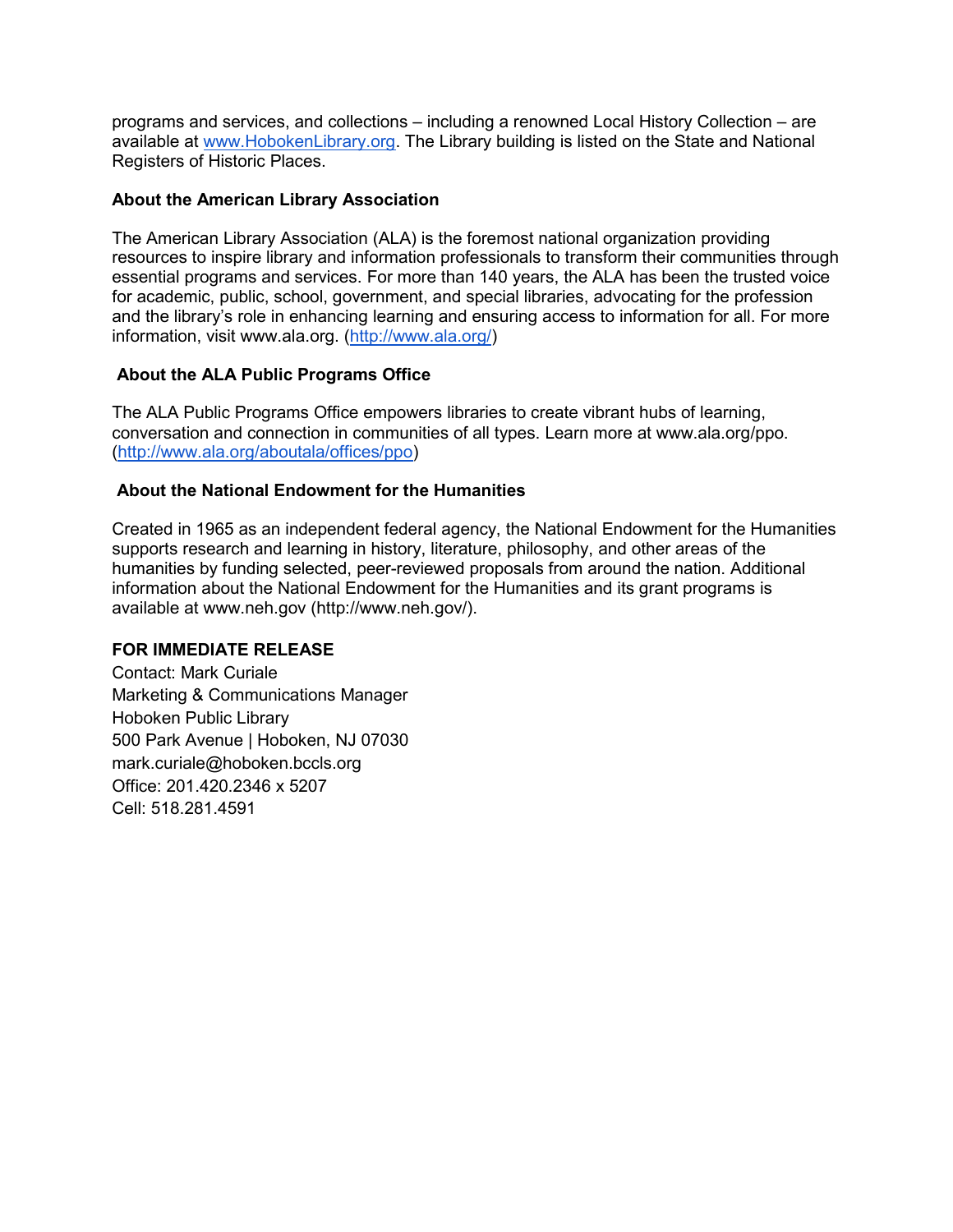programs and services, and collections – including a renowned Local History Collection – are available at www.HobokenLibrary.org. The Library building is listed on the State and National Registers of Historic Places.

**About the American Library Association**

The American Library Association (ALA) is the foremost national organization providing resources to inspire library and information professionals to transform their communities through essential programs and services. For more than 140 years, the ALA has been the trusted voice for academic, public, school, government, and special libraries, advocating for the profession and the library's role in enhancing learning and ensuring access to information for all. For more information, visit www.ala.org. (http://www.ala.org/)

**About the ALA Public Programs Office**

The ALA Public Programs Office empowers libraries to create vibrant hubs of learning, conversation and connection in communities of all types. Learn more at www.ala.org/ppo. (http://www.ala.org/aboutala/offices/ppo)

**About the National Endowment for the Humanities**

Created in 1965 as an independent federal agency, the National Endowment for the Humanities supports research and learning in history, literature, philosophy, and other areas of the humanities by funding selected, peer-reviewed proposals from around the nation. Additional information about the National Endowment for the Humanities and its grant programs is available at www.neh.gov (http://www.neh.gov/).

**FOR IMMEDIATE RELEASE**

Contact: Mark Curiale
Marketing & Communications Manager
Hoboken Public Library
500 Park Avenue | Hoboken, NJ 07030
mark.curiale@hoboken.bccls.org
Office: 201.420.2346 x 5207
Cell: 518.281.4591